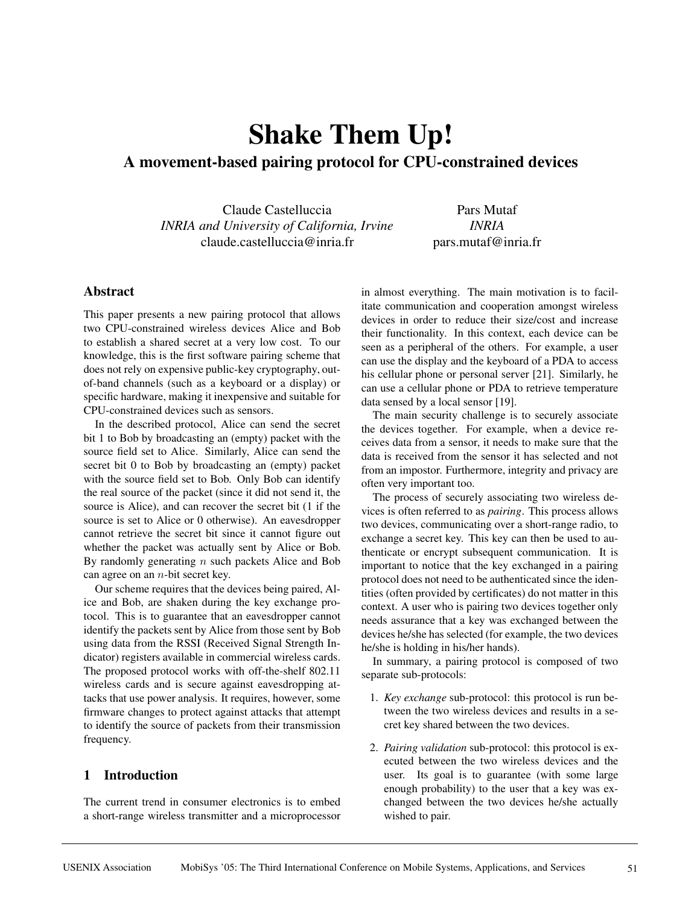# Shake Them Up!

## A movement-based pairing protocol for CPU-constrained devices

Claude Castelluccia
*INRIA and University of California, Irvine*
claude.castelluccia@inria.fr

Pars Mutaf
*INRIA*
pars.mutaf@inria.fr

## Abstract

This paper presents a new pairing protocol that allows two CPU-constrained wireless devices Alice and Bob to establish a shared secret at a very low cost. To our knowledge, this is the first software pairing scheme that does not rely on expensive public-key cryptography, out-of-band channels (such as a keyboard or a display) or specific hardware, making it inexpensive and suitable for CPU-constrained devices such as sensors.

In the described protocol, Alice can send the secret bit 1 to Bob by broadcasting an (empty) packet with the source field set to Alice. Similarly, Alice can send the secret bit 0 to Bob by broadcasting an (empty) packet with the source field set to Bob. Only Bob can identify the real source of the packet (since it did not send it, the source is Alice), and can recover the secret bit (1 if the source is set to Alice or 0 otherwise). An eavesdropper cannot retrieve the secret bit since it cannot figure out whether the packet was actually sent by Alice or Bob. By randomly generating $n$ such packets Alice and Bob can agree on an $n$-bit secret key.

Our scheme requires that the devices being paired, Alice and Bob, are shaken during the key exchange protocol. This is to guarantee that an eavesdropper cannot identify the packets sent by Alice from those sent by Bob using data from the RSSI (Received Signal Strength Indicator) registers available in commercial wireless cards. The proposed protocol works with off-the-shelf 802.11 wireless cards and is secure against eavesdropping attacks that use power analysis. It requires, however, some firmware changes to protect against attacks that attempt to identify the source of packets from their transmission frequency.

## 1 Introduction

The current trend in consumer electronics is to embed a short-range wireless transmitter and a microprocessor in almost everything. The main motivation is to facilitate communication and cooperation amongst wireless devices in order to reduce their size/cost and increase their functionality. In this context, each device can be seen as a peripheral of the others. For example, a user can use the display and the keyboard of a PDA to access his cellular phone or personal server [21]. Similarly, he can use a cellular phone or PDA to retrieve temperature data sensed by a local sensor [19].

The main security challenge is to securely associate the devices together. For example, when a device receives data from a sensor, it needs to make sure that the data is received from the sensor it has selected and not from an impostor. Furthermore, integrity and privacy are often very important too.

The process of securely associating two wireless devices is often referred to as *pairing*. This process allows two devices, communicating over a short-range radio, to exchange a secret key. This key can then be used to authenticate or encrypt subsequent communication. It is important to notice that the key exchanged in a pairing protocol does not need to be authenticated since the identities (often provided by certificates) do not matter in this context. A user who is pairing two devices together only needs assurance that a key was exchanged between the devices he/she has selected (for example, the two devices he/she is holding in his/her hands).

In summary, a pairing protocol is composed of two separate sub-protocols:

1. *Key exchange* sub-protocol: this protocol is run between the two wireless devices and results in a secret key shared between the two devices.
2. *Pairing validation* sub-protocol: this protocol is executed between the two wireless devices and the user. Its goal is to guarantee (with some large enough probability) to the user that a key was exchanged between the two devices he/she actually wished to pair.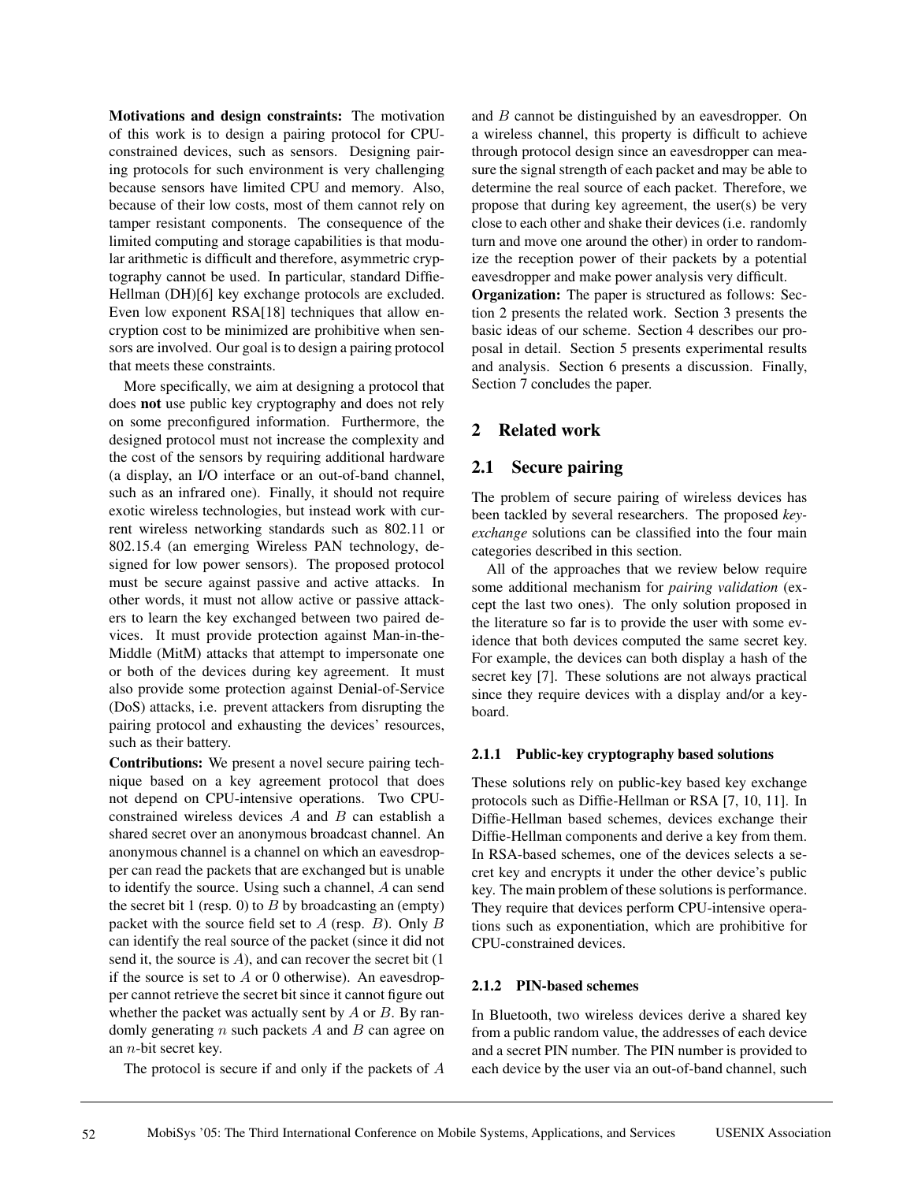**Motivations and design constraints:** The motivation of this work is to design a pairing protocol for CPU-constrained devices, such as sensors. Designing pairing protocols for such environment is very challenging because sensors have limited CPU and memory. Also, because of their low costs, most of them cannot rely on tamper resistant components. The consequence of the limited computing and storage capabilities is that modular arithmetic is difficult and therefore, asymmetric cryptography cannot be used. In particular, standard Diffie-Hellman (DH)[6] key exchange protocols are excluded. Even low exponent RSA[18] techniques that allow encryption cost to be minimized are prohibitive when sensors are involved. Our goal is to design a pairing protocol that meets these constraints.

More specifically, we aim at designing a protocol that does **not** use public key cryptography and does not rely on some preconfigured information. Furthermore, the designed protocol must not increase the complexity and the cost of the sensors by requiring additional hardware (a display, an I/O interface or an out-of-band channel, such as an infrared one). Finally, it should not require exotic wireless technologies, but instead work with current wireless networking standards such as 802.11 or 802.15.4 (an emerging Wireless PAN technology, designed for low power sensors). The proposed protocol must be secure against passive and active attacks. In other words, it must not allow active or passive attackers to learn the key exchanged between two paired devices. It must provide protection against Man-in-the-Middle (MitM) attacks that attempt to impersonate one or both of the devices during key agreement. It must also provide some protection against Denial-of-Service (DoS) attacks, i.e. prevent attackers from disrupting the pairing protocol and exhausting the devices' resources, such as their battery.

**Contributions:** We present a novel secure pairing technique based on a key agreement protocol that does not depend on CPU-intensive operations. Two CPU-constrained wireless devices $A$ and $B$ can establish a shared secret over an anonymous broadcast channel. An anonymous channel is a channel on which an eavesdropper can read the packets that are exchanged but is unable to identify the source. Using such a channel, $A$ can send the secret bit 1 (resp. 0) to $B$ by broadcasting an (empty) packet with the source field set to $A$ (resp. $B$). Only $B$ can identify the real source of the packet (since it did not send it, the source is $A$), and can recover the secret bit (1 if the source is set to $A$ or 0 otherwise). An eavesdropper cannot retrieve the secret bit since it cannot figure out whether the packet was actually sent by $A$ or $B$. By randomly generating $n$ such packets $A$ and $B$ can agree on an $n$-bit secret key.

The protocol is secure if and only if the packets of $A$ and $B$ cannot be distinguished by an eavesdropper. On a wireless channel, this property is difficult to achieve through protocol design since an eavesdropper can measure the signal strength of each packet and may be able to determine the real source of each packet. Therefore, we propose that during key agreement, the user(s) be very close to each other and shake their devices (i.e. randomly turn and move one around the other) in order to randomize the reception power of their packets by a potential eavesdropper and make power analysis very difficult.

**Organization:** The paper is structured as follows: Section 2 presents the related work. Section 3 presents the basic ideas of our scheme. Section 4 describes our proposal in detail. Section 5 presents experimental results and analysis. Section 6 presents a discussion. Finally, Section 7 concludes the paper.

## 2 Related work

### 2.1 Secure pairing

The problem of secure pairing of wireless devices has been tackled by several researchers. The proposed *key-exchange* solutions can be classified into the four main categories described in this section.

All of the approaches that we review below require some additional mechanism for *pairing validation* (except the last two ones). The only solution proposed in the literature so far is to provide the user with some evidence that both devices computed the same secret key. For example, the devices can both display a hash of the secret key [7]. These solutions are not always practical since they require devices with a display and/or a keyboard.

#### 2.1.1 Public-key cryptography based solutions

These solutions rely on public-key based key exchange protocols such as Diffie-Hellman or RSA [7, 10, 11]. In Diffie-Hellman based schemes, devices exchange their Diffie-Hellman components and derive a key from them. In RSA-based schemes, one of the devices selects a secret key and encrypts it under the other device's public key. The main problem of these solutions is performance. They require that devices perform CPU-intensive operations such as exponentiation, which are prohibitive for CPU-constrained devices.

#### 2.1.2 PIN-based schemes

In Bluetooth, two wireless devices derive a shared key from a public random value, the addresses of each device and a secret PIN number. The PIN number is provided to each device by the user via an out-of-band channel, such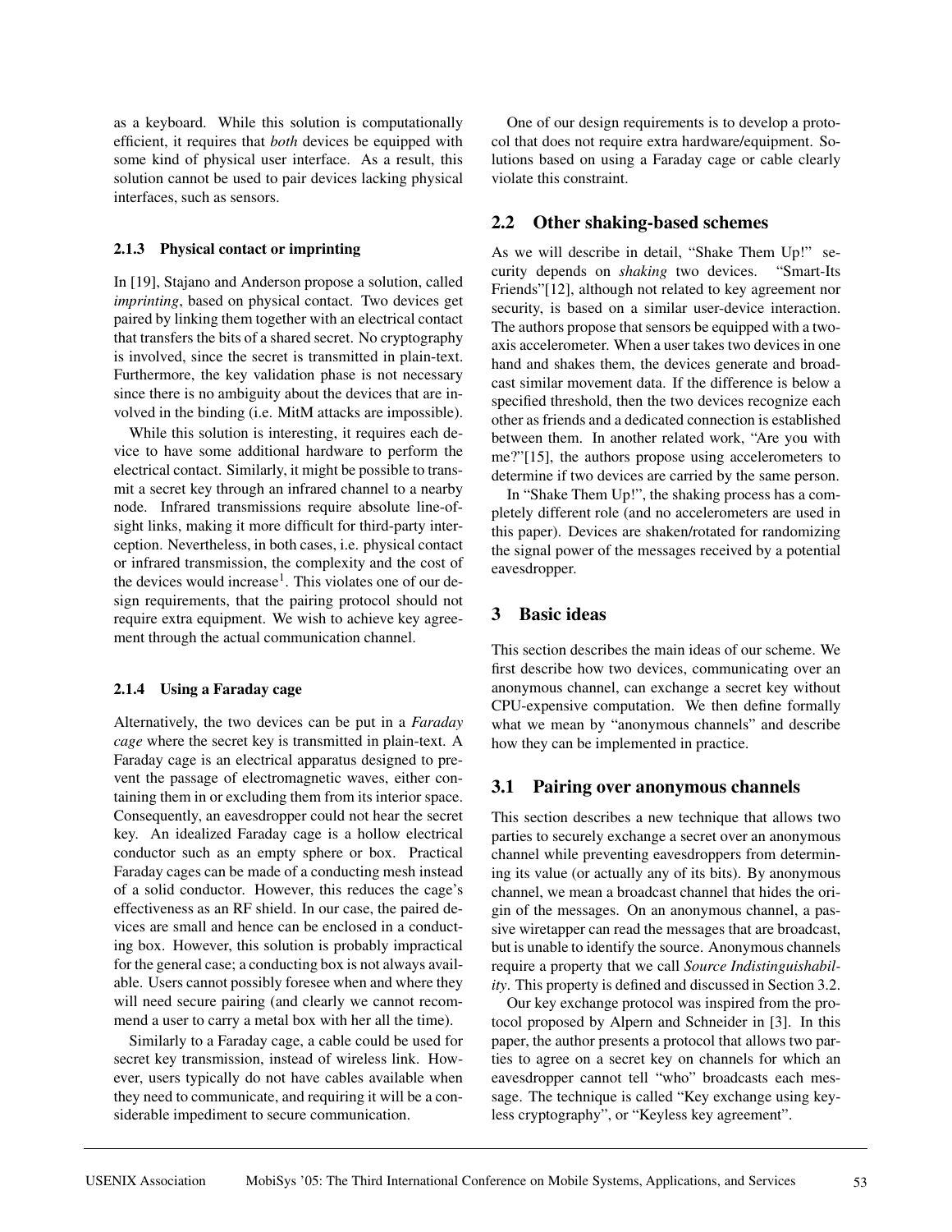as a keyboard. While this solution is computationally efficient, it requires that *both* devices be equipped with some kind of physical user interface. As a result, this solution cannot be used to pair devices lacking physical interfaces, such as sensors.

#### 2.1.3 Physical contact or imprinting

In [19], Stajano and Anderson propose a solution, called *imprinting*, based on physical contact. Two devices get paired by linking them together with an electrical contact that transfers the bits of a shared secret. No cryptography is involved, since the secret is transmitted in plain-text. Furthermore, the key validation phase is not necessary since there is no ambiguity about the devices that are involved in the binding (i.e. MitM attacks are impossible).

While this solution is interesting, it requires each device to have some additional hardware to perform the electrical contact. Similarly, it might be possible to transmit a secret key through an infrared channel to a nearby node. Infrared transmissions require absolute line-of-sight links, making it more difficult for third-party interception. Nevertheless, in both cases, i.e. physical contact or infrared transmission, the complexity and the cost of the devices would increase[1]. This violates one of our design requirements, that the pairing protocol should not require extra equipment. We wish to achieve key agreement through the actual communication channel.

#### 2.1.4 Using a Faraday cage

Alternatively, the two devices can be put in a *Faraday cage* where the secret key is transmitted in plain-text. A Faraday cage is an electrical apparatus designed to prevent the passage of electromagnetic waves, either containing them in or excluding them from its interior space. Consequently, an eavesdropper could not hear the secret key. An idealized Faraday cage is a hollow electrical conductor such as an empty sphere or box. Practical Faraday cages can be made of a conducting mesh instead of a solid conductor. However, this reduces the cage's effectiveness as an RF shield. In our case, the paired devices are small and hence can be enclosed in a conducting box. However, this solution is probably impractical for the general case; a conducting box is not always available. Users cannot possibly foresee when and where they will need secure pairing (and clearly we cannot recommend a user to carry a metal box with her all the time).

Similarly to a Faraday cage, a cable could be used for secret key transmission, instead of wireless link. However, users typically do not have cables available when they need to communicate, and requiring it will be a considerable impediment to secure communication.

One of our design requirements is to develop a protocol that does not require extra hardware/equipment. Solutions based on using a Faraday cage or cable clearly violate this constraint.

### 2.2 Other shaking-based schemes

As we will describe in detail, "Shake Them Up!" security depends on *shaking* two devices. "Smart-Its Friends"[12], although not related to key agreement nor security, is based on a similar user-device interaction. The authors propose that sensors be equipped with a two-axis accelerometer. When a user takes two devices in one hand and shakes them, the devices generate and broadcast similar movement data. If the difference is below a specified threshold, then the two devices recognize each other as friends and a dedicated connection is established between them. In another related work, "Are you with me?"[15], the authors propose using accelerometers to determine if two devices are carried by the same person.

In "Shake Them Up!", the shaking process has a completely different role (and no accelerometers are used in this paper). Devices are shaken/rotated for randomizing the signal power of the messages received by a potential eavesdropper.

## 3 Basic ideas

This section describes the main ideas of our scheme. We first describe how two devices, communicating over an anonymous channel, can exchange a secret key without CPU-expensive computation. We then define formally what we mean by "anonymous channels" and describe how they can be implemented in practice.

### 3.1 Pairing over anonymous channels

This section describes a new technique that allows two parties to securely exchange a secret over an anonymous channel while preventing eavesdroppers from determining its value (or actually any of its bits). By anonymous channel, we mean a broadcast channel that hides the origin of the messages. On an anonymous channel, a passive wiretapper can read the messages that are broadcast, but is unable to identify the source. Anonymous channels require a property that we call *Source Indistinguishability*. This property is defined and discussed in Section 3.2.

Our key exchange protocol was inspired from the protocol proposed by Alpern and Schneider in [3]. In this paper, the author presents a protocol that allows two parties to agree on a secret key on channels for which an eavesdropper cannot tell "who" broadcasts each message. The technique is called "Key exchange using keyless cryptography", or "Keyless key agreement".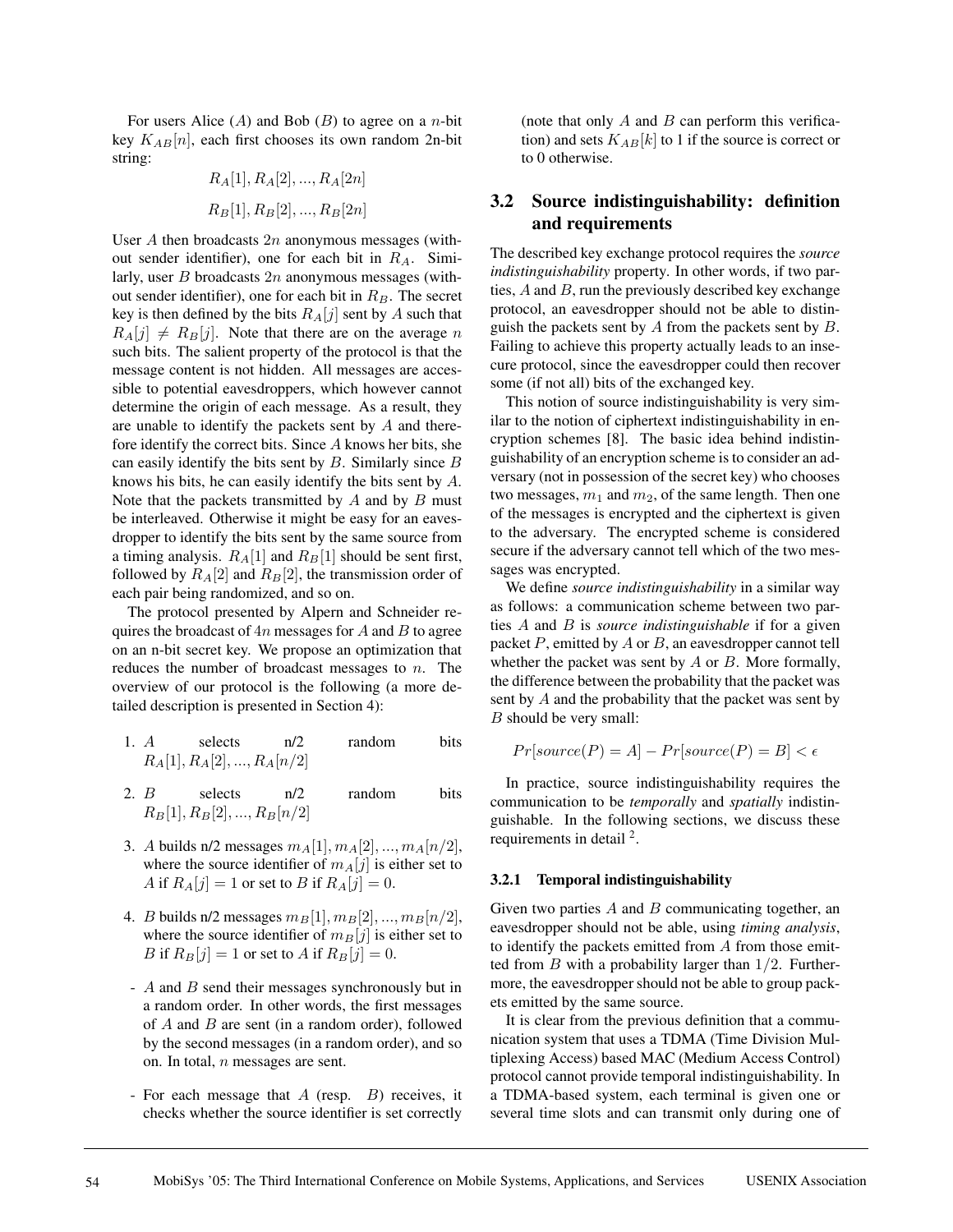For users Alice ($A$) and Bob ($B$) to agree on a $n$-bit key $K_{AB}[n]$, each first chooses its own random 2n-bit string:

$$R_A[1], R_A[2], ..., R_A[2n]$$

$$R_B[1], R_B[2], ..., R_B[2n]$$

User $A$ then broadcasts $2n$ anonymous messages (without sender identifier), one for each bit in $R_A$. Similarly, user $B$ broadcasts $2n$ anonymous messages (without sender identifier), one for each bit in $R_B$. The secret key is then defined by the bits $R_A[j]$ sent by $A$ such that $R_A[j] \neq R_B[j]$. Note that there are on the average $n$ such bits. The salient property of the protocol is that the message content is not hidden. All messages are accessible to potential eavesdroppers, which however cannot determine the origin of each message. As a result, they are unable to identify the packets sent by $A$ and therefore identify the correct bits. Since $A$ knows her bits, she can easily identify the bits sent by $B$. Similarly since $B$ knows his bits, he can easily identify the bits sent by $A$. Note that the packets transmitted by $A$ and by $B$ must be interleaved. Otherwise it might be easy for an eavesdropper to identify the bits sent by the same source from a timing analysis. $R_A[1]$ and $R_B[1]$ should be sent first, followed by $R_A[2]$ and $R_B[2]$, the transmission order of each pair being randomized, and so on.

The protocol presented by Alpern and Schneider requires the broadcast of $4n$ messages for $A$ and $B$ to agree on an n-bit secret key. We propose an optimization that reduces the number of broadcast messages to $n$. The overview of our protocol is the following (a more detailed description is presented in Section 4):

1. $A$ selects n/2 random bits $R_A[1], R_A[2], ..., R_A[n/2]$
2. $B$ selects n/2 random bits $R_B[1], R_B[2], ..., R_B[n/2]$
3. $A$ builds n/2 messages $m_A[1], m_A[2], ..., m_A[n/2]$, where the source identifier of $m_A[j]$ is either set to $A$ if $R_A[j] = 1$ or set to $B$ if $R_A[j] = 0$.
4. $B$ builds n/2 messages $m_B[1], m_B[2], ..., m_B[n/2]$, where the source identifier of $m_B[j]$ is either set to $B$ if $R_B[j] = 1$ or set to $A$ if $R_B[j] = 0$.

- $A$ and $B$ send their messages synchronously but in a random order. In other words, the first messages of $A$ and $B$ are sent (in a random order), followed by the second messages (in a random order), and so on. In total, $n$ messages are sent.
- For each message that $A$ (resp. $B$) receives, it checks whether the source identifier is set correctly (note that only $A$ and $B$ can perform this verification) and sets $K_{AB}[k]$ to 1 if the source is correct or to 0 otherwise.

## 3.2 Source indistinguishability: definition and requirements

The described key exchange protocol requires the *source indistinguishability* property. In other words, if two parties, $A$ and $B$, run the previously described key exchange protocol, an eavesdropper should not be able to distinguish the packets sent by $A$ from the packets sent by $B$. Failing to achieve this property actually leads to an insecure protocol, since the eavesdropper could then recover some (if not all) bits of the exchanged key.

This notion of source indistinguishability is very similar to the notion of ciphertext indistinguishability in encryption schemes [8]. The basic idea behind indistinguishability of an encryption scheme is to consider an adversary (not in possession of the secret key) who chooses two messages, $m_1$ and $m_2$, of the same length. Then one of the messages is encrypted and the ciphertext is given to the adversary. The encrypted scheme is considered secure if the adversary cannot tell which of the two messages was encrypted.

We define *source indistinguishability* in a similar way as follows: a communication scheme between two parties $A$ and $B$ is *source indistinguishable* if for a given packet $P$, emitted by $A$ or $B$, an eavesdropper cannot tell whether the packet was sent by $A$ or $B$. More formally, the difference between the probability that the packet was sent by $A$ and the probability that the packet was sent by $B$ should be very small:

$$Pr[source(P) = A] - Pr[source(P) = B] < \epsilon$$

In practice, source indistinguishability requires the communication to be *temporally* and *spatially* indistinguishable. In the following sections, we discuss these requirements in detail [2].

### 3.2.1 Temporal indistinguishability

Given two parties $A$ and $B$ communicating together, an eavesdropper should not be able, using *timing analysis*, to identify the packets emitted from $A$ from those emitted from $B$ with a probability larger than $1/2$. Furthermore, the eavesdropper should not be able to group packets emitted by the same source.

It is clear from the previous definition that a communication system that uses a TDMA (Time Division Multiplexing Access) based MAC (Medium Access Control) protocol cannot provide temporal indistinguishability. In a TDMA-based system, each terminal is given one or several time slots and can transmit only during one of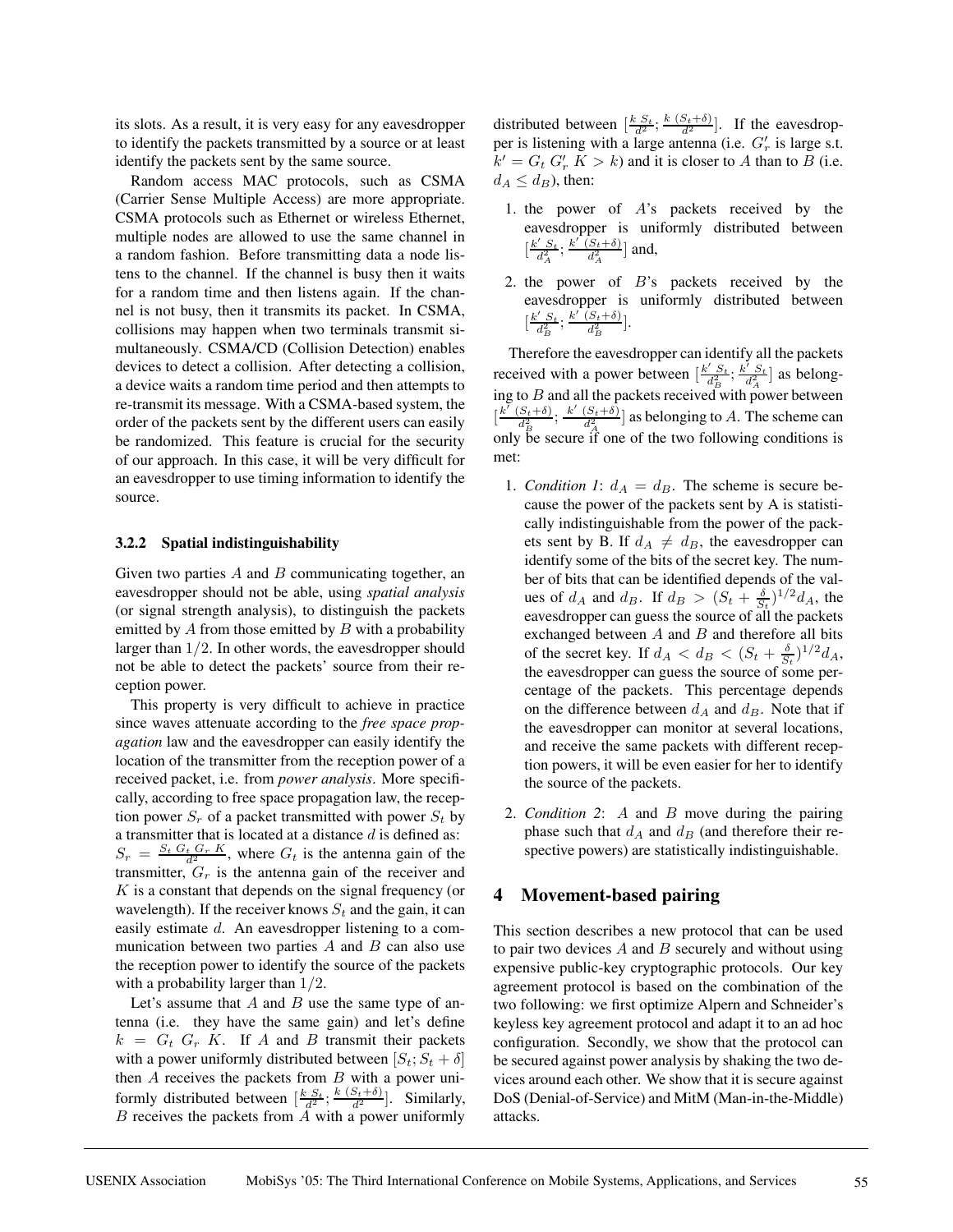its slots. As a result, it is very easy for any eavesdropper to identify the packets transmitted by a source or at least identify the packets sent by the same source.

Random access MAC protocols, such as CSMA (Carrier Sense Multiple Access) are more appropriate. CSMA protocols such as Ethernet or wireless Ethernet, multiple nodes are allowed to use the same channel in a random fashion. Before transmitting data a node listens to the channel. If the channel is busy then it waits for a random time and then listens again. If the channel is not busy, then it transmits its packet. In CSMA, collisions may happen when two terminals transmit simultaneously. CSMA/CD (Collision Detection) enables devices to detect a collision. After detecting a collision, a device waits a random time period and then attempts to re-transmit its message. With a CSMA-based system, the order of the packets sent by the different users can easily be randomized. This feature is crucial for the security of our approach. In this case, it will be very difficult for an eavesdropper to use timing information to identify the source.

### 3.2.2 Spatial indistinguishability

Given two parties $A$ and $B$ communicating together, an eavesdropper should not be able, using *spatial analysis* (or signal strength analysis), to distinguish the packets emitted by $A$ from those emitted by $B$ with a probability larger than $1/2$. In other words, the eavesdropper should not be able to detect the packets' source from their reception power.

This property is very difficult to achieve in practice since waves attenuate according to the *free space propagation* law and the eavesdropper can easily identify the location of the transmitter from the reception power of a received packet, i.e. from *power analysis*. More specifically, according to free space propagation law, the reception power $S_r$ of a packet transmitted with power $S_t$ by a transmitter that is located at a distance $d$ is defined as: $S_r = \frac{S_t\ G_t\ G_r\ K}{d^2}$, where $G_t$ is the antenna gain of the transmitter, $G_r$ is the antenna gain of the receiver and $K$ is a constant that depends on the signal frequency (or wavelength). If the receiver knows $S_t$ and the gain, it can easily estimate $d$. An eavesdropper listening to a communication between two parties $A$ and $B$ can also use the reception power to identify the source of the packets with a probability larger than $1/2$.

Let's assume that $A$ and $B$ use the same type of antenna (i.e. they have the same gain) and let's define $k = G_t\ G_r\ K$. If $A$ and $B$ transmit their packets with a power uniformly distributed between $[S_t; S_t + \delta]$ then $A$ receives the packets from $B$ with a power uniformly distributed between $[\frac{k\ S_t}{d^2}; \frac{k\ (S_t+\delta)}{d^2}]$. Similarly, $B$ receives the packets from $A$ with a power uniformly distributed between $[\frac{k\ S_t}{d^2}; \frac{k\ (S_t+\delta)}{d^2}]$. If the eavesdropper is listening with a large antenna (i.e. $G'_r$ is large s.t. $k' = G_t\ G'_r\ K > k$) and it is closer to $A$ than to $B$ (i.e. $d_A \leq d_B$), then:

1. the power of $A$'s packets received by the eavesdropper is uniformly distributed between $[\frac{k'\ S_t}{d_A^2}; \frac{k'\ (S_t+\delta)}{d_A^2}]$ and,
2. the power of $B$'s packets received by the eavesdropper is uniformly distributed between $[\frac{k'\ S_t}{d_B^2}; \frac{k'\ (S_t+\delta)}{d_B^2}]$.

Therefore the eavesdropper can identify all the packets received with a power between $[\frac{k'\ S_t}{d_B^2}; \frac{k'\ S_t}{d_A^2}]$ as belonging to $B$ and all the packets received with power between $[\frac{k'\ (S_t+\delta)}{d_B^2}; \frac{k'\ (S_t+\delta)}{d_A^2}]$ as belonging to $A$. The scheme can only be secure if one of the two following conditions is met:

1. *Condition 1*: $d_A = d_B$. The scheme is secure because the power of the packets sent by A is statistically indistinguishable from the power of the packets sent by B. If $d_A \neq d_B$, the eavesdropper can identify some of the bits of the secret key. The number of bits that can be identified depends of the values of $d_A$ and $d_B$. If $d_B > (S_t + \frac{\delta}{S_t})^{1/2} d_A$, the eavesdropper can guess the source of all the packets exchanged between $A$ and $B$ and therefore all bits of the secret key. If $d_A < d_B < (S_t + \frac{\delta}{S_t})^{1/2} d_A$, the eavesdropper can guess the source of some percentage of the packets. This percentage depends on the difference between $d_A$ and $d_B$. Note that if the eavesdropper can monitor at several locations, and receive the same packets with different reception powers, it will be even easier for her to identify the source of the packets.
2. *Condition 2*: $A$ and $B$ move during the pairing phase such that $d_A$ and $d_B$ (and therefore their respective powers) are statistically indistinguishable.

## 4 Movement-based pairing

This section describes a new protocol that can be used to pair two devices $A$ and $B$ securely and without using expensive public-key cryptographic protocols. Our key agreement protocol is based on the combination of the two following: we first optimize Alpern and Schneider's keyless key agreement protocol and adapt it to an ad hoc configuration. Secondly, we show that the protocol can be secured against power analysis by shaking the two devices around each other. We show that it is secure against DoS (Denial-of-Service) and MitM (Man-in-the-Middle) attacks.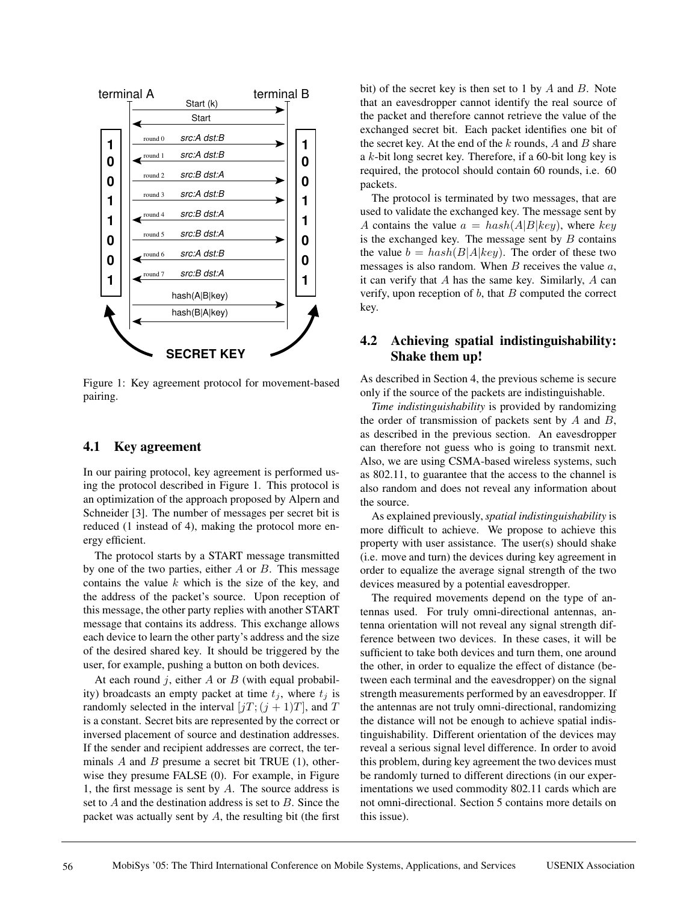Figure 1: Key agreement protocol for movement-based pairing.

## 4.1 Key agreement

In our pairing protocol, key agreement is performed using the protocol described in Figure 1. This protocol is an optimization of the approach proposed by Alpern and Schneider [3]. The number of messages per secret bit is reduced (1 instead of 4), making the protocol more energy efficient.

The protocol starts by a START message transmitted by one of the two parties, either $A$ or $B$. This message contains the value $k$ which is the size of the key, and the address of the packet's source. Upon reception of this message, the other party replies with another START message that contains its address. This exchange allows each device to learn the other party's address and the size of the desired shared key. It should be triggered by the user, for example, pushing a button on both devices.

At each round $j$, either $A$ or $B$ (with equal probability) broadcasts an empty packet at time $t_j$, where $t_j$ is randomly selected in the interval $[jT;(j+1)T]$, and $T$ is a constant. Secret bits are represented by the correct or inversed placement of source and destination addresses. If the sender and recipient addresses are correct, the terminals $A$ and $B$ presume a secret bit TRUE (1), otherwise they presume FALSE (0). For example, in Figure 1, the first message is sent by $A$. The source address is set to $A$ and the destination address is set to $B$. Since the packet was actually sent by $A$, the resulting bit (the first bit) of the secret key is then set to 1 by $A$ and $B$. Note that an eavesdropper cannot identify the real source of the packet and therefore cannot retrieve the value of the exchanged secret bit. Each packet identifies one bit of the secret key. At the end of the $k$ rounds, $A$ and $B$ share a $k$-bit long secret key. Therefore, if a 60-bit long key is required, the protocol should contain 60 rounds, i.e. 60 packets.

The protocol is terminated by two messages, that are used to validate the exchanged key. The message sent by $A$ contains the value $a = hash(A|B|key)$, where $key$ is the exchanged key. The message sent by $B$ contains the value $b = hash(B|A|key)$. The order of these two messages is also random. When $B$ receives the value $a$, it can verify that $A$ has the same key. Similarly, $A$ can verify, upon reception of $b$, that $B$ computed the correct key.

## 4.2 Achieving spatial indistinguishability: Shake them up!

As described in Section 4, the previous scheme is secure only if the source of the packets are indistinguishable.

*Time indistinguishability* is provided by randomizing the order of transmission of packets sent by $A$ and $B$, as described in the previous section. An eavesdropper can therefore not guess who is going to transmit next. Also, we are using CSMA-based wireless systems, such as 802.11, to guarantee that the access to the channel is also random and does not reveal any information about the source.

As explained previously, *spatial indistinguishability* is more difficult to achieve. We propose to achieve this property with user assistance. The user(s) should shake (i.e. move and turn) the devices during key agreement in order to equalize the average signal strength of the two devices measured by a potential eavesdropper.

The required movements depend on the type of antennas used. For truly omni-directional antennas, antenna orientation will not reveal any signal strength difference between two devices. In these cases, it will be sufficient to take both devices and turn them, one around the other, in order to equalize the effect of distance (between each terminal and the eavesdropper) on the signal strength measurements performed by an eavesdropper. If the antennas are not truly omni-directional, randomizing the distance will not be enough to achieve spatial indistinguishability. Different orientation of the devices may reveal a serious signal level difference. In order to avoid this problem, during key agreement the two devices must be randomly turned to different directions (in our experimentations we used commodity 802.11 cards which are not omni-directional. Section 5 contains more details on this issue).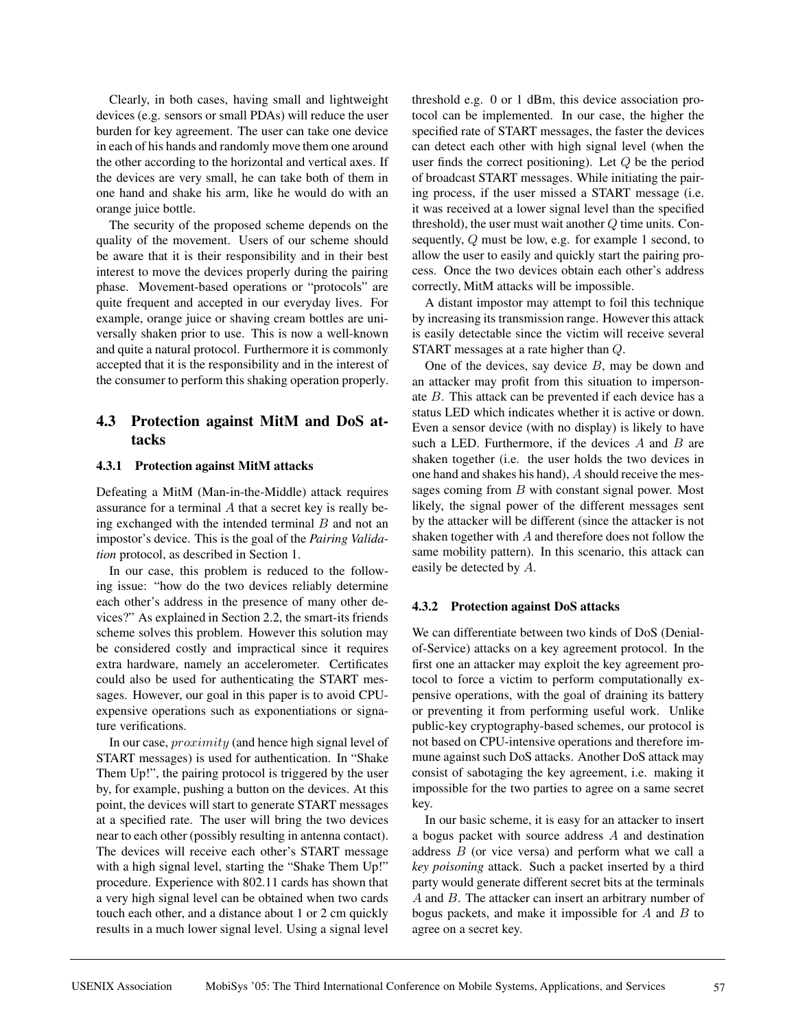Clearly, in both cases, having small and lightweight devices (e.g. sensors or small PDAs) will reduce the user burden for key agreement. The user can take one device in each of his hands and randomly move them one around the other according to the horizontal and vertical axes. If the devices are very small, he can take both of them in one hand and shake his arm, like he would do with an orange juice bottle.

The security of the proposed scheme depends on the quality of the movement. Users of our scheme should be aware that it is their responsibility and in their best interest to move the devices properly during the pairing phase. Movement-based operations or "protocols" are quite frequent and accepted in our everyday lives. For example, orange juice or shaving cream bottles are universally shaken prior to use. This is now a well-known and quite a natural protocol. Furthermore it is commonly accepted that it is the responsibility and in the interest of the consumer to perform this shaking operation properly.

## 4.3 Protection against MitM and DoS attacks

### 4.3.1 Protection against MitM attacks

Defeating a MitM (Man-in-the-Middle) attack requires assurance for a terminal $A$ that a secret key is really being exchanged with the intended terminal $B$ and not an impostor's device. This is the goal of the *Pairing Validation* protocol, as described in Section 1.

In our case, this problem is reduced to the following issue: "how do the two devices reliably determine each other's address in the presence of many other devices?" As explained in Section 2.2, the smart-its friends scheme solves this problem. However this solution may be considered costly and impractical since it requires extra hardware, namely an accelerometer. Certificates could also be used for authenticating the START messages. However, our goal in this paper is to avoid CPU-expensive operations such as exponentiations or signature verifications.

In our case, $proximity$ (and hence high signal level of START messages) is used for authentication. In "Shake Them Up!", the pairing protocol is triggered by the user by, for example, pushing a button on the devices. At this point, the devices will start to generate START messages at a specified rate. The user will bring the two devices near to each other (possibly resulting in antenna contact). The devices will receive each other's START message with a high signal level, starting the "Shake Them Up!" procedure. Experience with 802.11 cards has shown that a very high signal level can be obtained when two cards touch each other, and a distance about 1 or 2 cm quickly results in a much lower signal level. Using a signal level threshold e.g. 0 or 1 dBm, this device association protocol can be implemented. In our case, the higher the specified rate of START messages, the faster the devices can detect each other with high signal level (when the user finds the correct positioning). Let $Q$ be the period of broadcast START messages. While initiating the pairing process, if the user missed a START message (i.e. it was received at a lower signal level than the specified threshold), the user must wait another $Q$ time units. Consequently, $Q$ must be low, e.g. for example 1 second, to allow the user to easily and quickly start the pairing process. Once the two devices obtain each other's address correctly, MitM attacks will be impossible.

A distant impostor may attempt to foil this technique by increasing its transmission range. However this attack is easily detectable since the victim will receive several START messages at a rate higher than $Q$.

One of the devices, say device $B$, may be down and an attacker may profit from this situation to impersonate $B$. This attack can be prevented if each device has a status LED which indicates whether it is active or down. Even a sensor device (with no display) is likely to have such a LED. Furthermore, if the devices $A$ and $B$ are shaken together (i.e. the user holds the two devices in one hand and shakes his hand), $A$ should receive the messages coming from $B$ with constant signal power. Most likely, the signal power of the different messages sent by the attacker will be different (since the attacker is not shaken together with $A$ and therefore does not follow the same mobility pattern). In this scenario, this attack can easily be detected by $A$.

### 4.3.2 Protection against DoS attacks

We can differentiate between two kinds of DoS (Denial-of-Service) attacks on a key agreement protocol. In the first one an attacker may exploit the key agreement protocol to force a victim to perform computationally expensive operations, with the goal of draining its battery or preventing it from performing useful work. Unlike public-key cryptography-based schemes, our protocol is not based on CPU-intensive operations and therefore immune against such DoS attacks. Another DoS attack may consist of sabotaging the key agreement, i.e. making it impossible for the two parties to agree on a same secret key.

In our basic scheme, it is easy for an attacker to insert a bogus packet with source address $A$ and destination address $B$ (or vice versa) and perform what we call a *key poisoning* attack. Such a packet inserted by a third party would generate different secret bits at the terminals $A$ and $B$. The attacker can insert an arbitrary number of bogus packets, and make it impossible for $A$ and $B$ to agree on a secret key.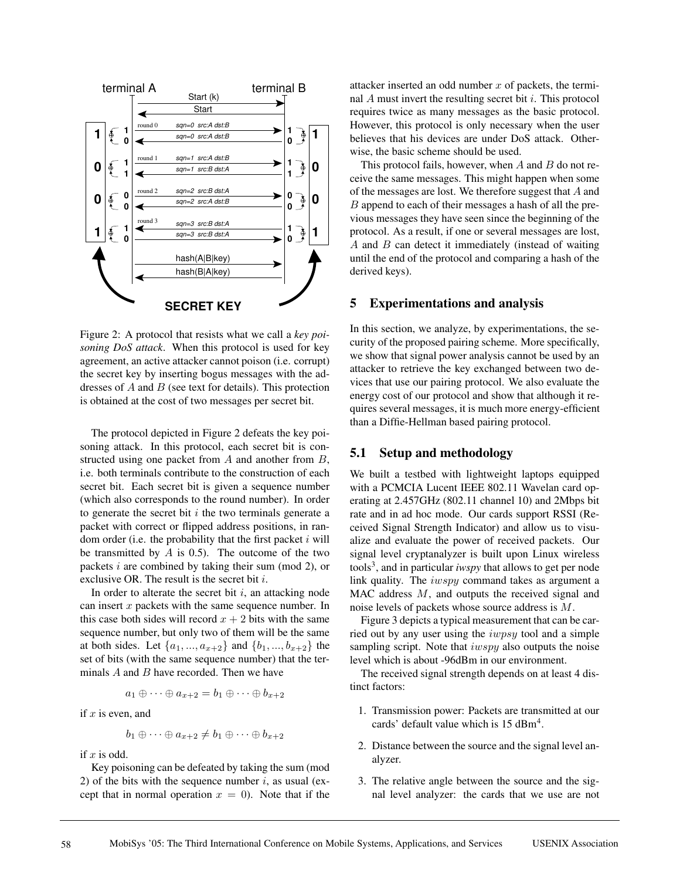Figure 2: A protocol that resists what we call a *key poisoning DoS attack*. When this protocol is used for key agreement, an active attacker cannot poison (i.e. corrupt) the secret key by inserting bogus messages with the addresses of $A$ and $B$ (see text for details). This protection is obtained at the cost of two messages per secret bit.

The protocol depicted in Figure 2 defeats the key poisoning attack. In this protocol, each secret bit is constructed using one packet from $A$ and another from $B$, i.e. both terminals contribute to the construction of each secret bit. Each secret bit is given a sequence number (which also corresponds to the round number). In order to generate the secret bit $i$ the two terminals generate a packet with correct or flipped address positions, in random order (i.e. the probability that the first packet $i$ will be transmitted by $A$ is 0.5). The outcome of the two packets $i$ are combined by taking their sum (mod 2), or exclusive OR. The result is the secret bit $i$.

In order to alterate the secret bit $i$, an attacking node can insert $x$ packets with the same sequence number. In this case both sides will record $x + 2$ bits with the same sequence number, but only two of them will be the same at both sides. Let $\{a_1, ..., a_{x+2}\}$ and $\{b_1, ..., b_{x+2}\}$ the set of bits (with the same sequence number) that the terminals $A$ and $B$ have recorded. Then we have

$$a_1 \oplus \cdots \oplus a_{x+2} = b_1 \oplus \cdots \oplus b_{x+2}$$

if $x$ is even, and

$$b_1 \oplus \cdots \oplus a_{x+2} \neq b_1 \oplus \cdots \oplus b_{x+2}$$

if $x$ is odd.

Key poisoning can be defeated by taking the sum (mod 2) of the bits with the sequence number $i$, as usual (except that in normal operation $x = 0$). Note that if the attacker inserted an odd number $x$ of packets, the terminal $A$ must invert the resulting secret bit $i$. This protocol requires twice as many messages as the basic protocol. However, this protocol is only necessary when the user believes that his devices are under DoS attack. Otherwise, the basic scheme should be used.

This protocol fails, however, when $A$ and $B$ do not receive the same messages. This might happen when some of the messages are lost. We therefore suggest that $A$ and $B$ append to each of their messages a hash of all the previous messages they have seen since the beginning of the protocol. As a result, if one or several messages are lost, $A$ and $B$ can detect it immediately (instead of waiting until the end of the protocol and comparing a hash of the derived keys).

## 5 Experimentations and analysis

In this section, we analyze, by experimentations, the security of the proposed pairing scheme. More specifically, we show that signal power analysis cannot be used by an attacker to retrieve the key exchanged between two devices that use our pairing protocol. We also evaluate the energy cost of our protocol and show that although it requires several messages, it is much more energy-efficient than a Diffie-Hellman based pairing protocol.

### 5.1 Setup and methodology

We built a testbed with lightweight laptops equipped with a PCMCIA Lucent IEEE 802.11 Wavelan card operating at 2.457GHz (802.11 channel 10) and 2Mbps bit rate and in ad hoc mode. Our cards support RSSI (Received Signal Strength Indicator) and allow us to visualize and evaluate the power of received packets. Our signal level cryptanalyzer is built upon Linux wireless tools[3], and in particular *iwspy* that allows to get per node link quality. The *iwspy* command takes as argument a MAC address $M$, and outputs the received signal and noise levels of packets whose source address is $M$.

Figure 3 depicts a typical measurement that can be carried out by any user using the *iwpsy* tool and a simple sampling script. Note that *iwspy* also outputs the noise level which is about -96dBm in our environment.

The received signal strength depends on at least 4 distinct factors:

1. Transmission power: Packets are transmitted at our cards' default value which is 15 dBm[4].
2. Distance between the source and the signal level analyzer.
3. The relative angle between the source and the signal level analyzer: the cards that we use are not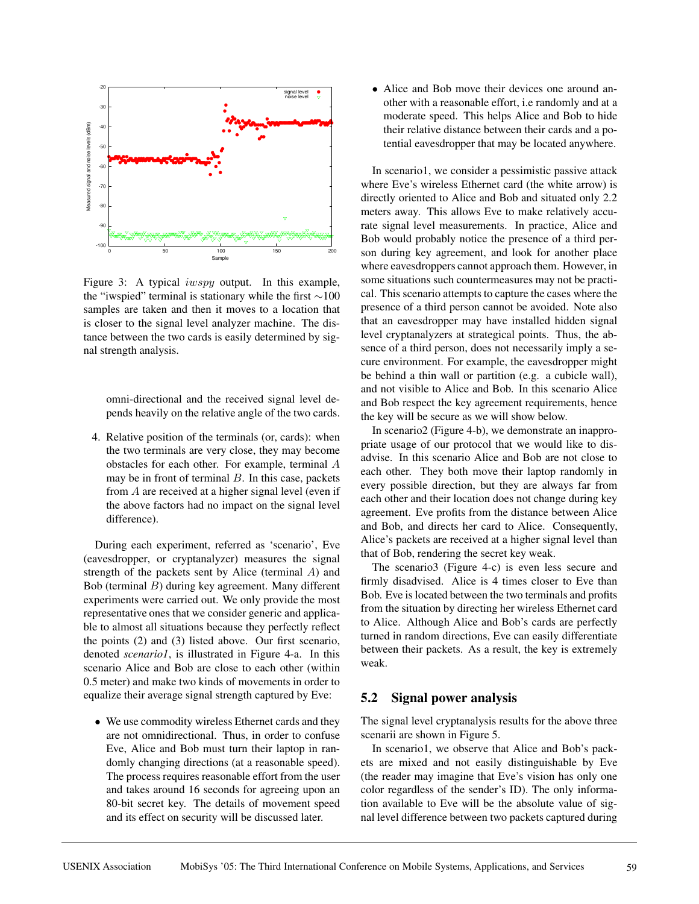Figure 3: A typical *iwspy* output. In this example, the "iwspied" terminal is stationary while the first ∼100 samples are taken and then it moves to a location that is closer to the signal level analyzer machine. The distance between the two cards is easily determined by signal strength analysis.

omni-directional and the received signal level depends heavily on the relative angle of the two cards.

4. Relative position of the terminals (or, cards): when the two terminals are very close, they may become obstacles for each other. For example, terminal $A$ may be in front of terminal $B$. In this case, packets from $A$ are received at a higher signal level (even if the above factors had no impact on the signal level difference).

During each experiment, referred as 'scenario', Eve (eavesdropper, or cryptanalyzer) measures the signal strength of the packets sent by Alice (terminal $A$) and Bob (terminal $B$) during key agreement. Many different experiments were carried out. We only provide the most representative ones that we consider generic and applicable to almost all situations because they perfectly reflect the points (2) and (3) listed above. Our first scenario, denoted *scenario1*, is illustrated in Figure 4-a. In this scenario Alice and Bob are close to each other (within 0.5 meter) and make two kinds of movements in order to equalize their average signal strength captured by Eve:

- We use commodity wireless Ethernet cards and they are not omnidirectional. Thus, in order to confuse Eve, Alice and Bob must turn their laptop in randomly changing directions (at a reasonable speed). The process requires reasonable effort from the user and takes around 16 seconds for agreeing upon an 80-bit secret key. The details of movement speed and its effect on security will be discussed later.
- Alice and Bob move their devices one around another with a reasonable effort, i.e randomly and at a moderate speed. This helps Alice and Bob to hide their relative distance between their cards and a potential eavesdropper that may be located anywhere.

In scenario1, we consider a pessimistic passive attack where Eve's wireless Ethernet card (the white arrow) is directly oriented to Alice and Bob and situated only 2.2 meters away. This allows Eve to make relatively accurate signal level measurements. In practice, Alice and Bob would probably notice the presence of a third person during key agreement, and look for another place where eavesdroppers cannot approach them. However, in some situations such countermeasures may not be practical. This scenario attempts to capture the cases where the presence of a third person cannot be avoided. Note also that an eavesdropper may have installed hidden signal level cryptanalyzers at strategical points. Thus, the absence of a third person, does not necessarily imply a secure environment. For example, the eavesdropper might be behind a thin wall or partition (e.g. a cubicle wall), and not visible to Alice and Bob. In this scenario Alice and Bob respect the key agreement requirements, hence the key will be secure as we will show below.

In scenario2 (Figure 4-b), we demonstrate an inappropriate usage of our protocol that we would like to disadvise. In this scenario Alice and Bob are not close to each other. They both move their laptop randomly in every possible direction, but they are always far from each other and their location does not change during key agreement. Eve profits from the distance between Alice and Bob, and directs her card to Alice. Consequently, Alice's packets are received at a higher signal level than that of Bob, rendering the secret key weak.

The scenario3 (Figure 4-c) is even less secure and firmly disadvised. Alice is 4 times closer to Eve than Bob. Eve is located between the two terminals and profits from the situation by directing her wireless Ethernet card to Alice. Although Alice and Bob's cards are perfectly turned in random directions, Eve can easily differentiate between their packets. As a result, the key is extremely weak.

## 5.2 Signal power analysis

The signal level cryptanalysis results for the above three scenarii are shown in Figure 5.

In scenario1, we observe that Alice and Bob's packets are mixed and not easily distinguishable by Eve (the reader may imagine that Eve's vision has only one color regardless of the sender's ID). The only information available to Eve will be the absolute value of signal level difference between two packets captured during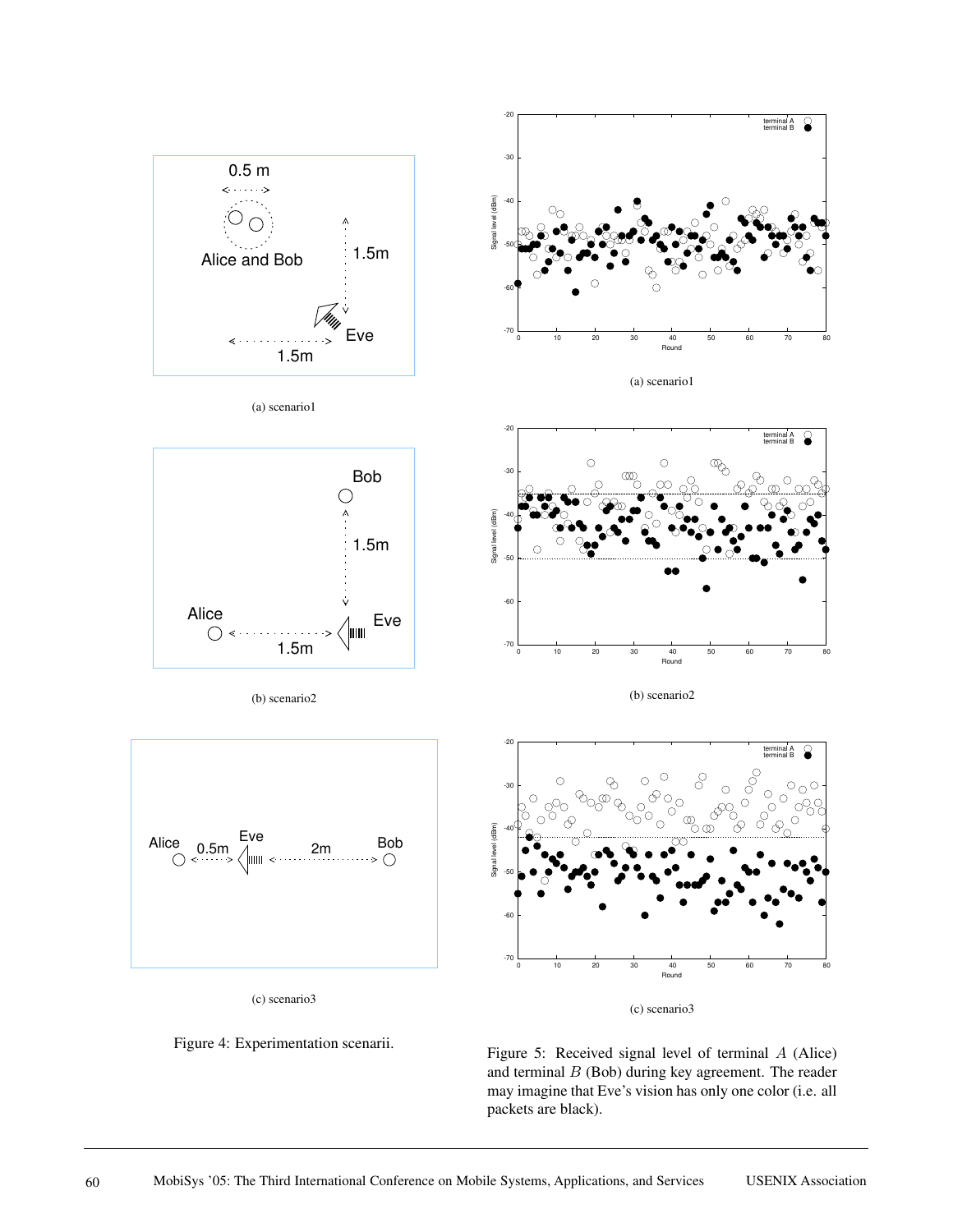(a) scenario1

(b) scenario2

(c) scenario3

Figure 4: Experimentation scenarii.

(a) scenario1

(b) scenario2

(c) scenario3

Figure 5: Received signal level of terminal $A$ (Alice) and terminal $B$ (Bob) during key agreement. The reader may imagine that Eve's vision has only one color (i.e. all packets are black).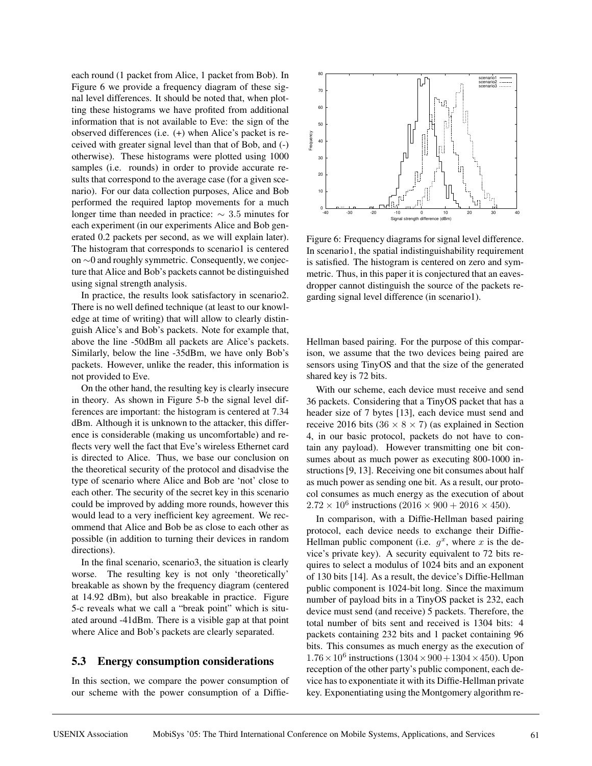each round (1 packet from Alice, 1 packet from Bob). In Figure 6 we provide a frequency diagram of these signal level differences. It should be noted that, when plotting these histograms we have profited from additional information that is not available to Eve: the sign of the observed differences (i.e. (+) when Alice's packet is received with greater signal level than that of Bob, and (-) otherwise). These histograms were plotted using 1000 samples (i.e. rounds) in order to provide accurate results that correspond to the average case (for a given scenario). For our data collection purposes, Alice and Bob performed the required laptop movements for a much longer time than needed in practice: $\sim 3.5$ minutes for each experiment (in our experiments Alice and Bob generated 0.2 packets per second, as we will explain later). The histogram that corresponds to scenario1 is centered on $\sim$0 and roughly symmetric. Consequently, we conjecture that Alice and Bob's packets cannot be distinguished using signal strength analysis.

In practice, the results look satisfactory in scenario2. There is no well defined technique (at least to our knowledge at time of writing) that will allow to clearly distinguish Alice's and Bob's packets. Note for example that, above the line -50dBm all packets are Alice's packets. Similarly, below the line -35dBm, we have only Bob's packets. However, unlike the reader, this information is not provided to Eve.

On the other hand, the resulting key is clearly insecure in theory. As shown in Figure 5-b the signal level differences are important: the histogram is centered at 7.34 dBm. Although it is unknown to the attacker, this difference is considerable (making us uncomfortable) and reflects very well the fact that Eve's wireless Ethernet card is directed to Alice. Thus, we base our conclusion on the theoretical security of the protocol and disadvise the type of scenario where Alice and Bob are 'not' close to each other. The security of the secret key in this scenario could be improved by adding more rounds, however this would lead to a very inefficient key agreement. We recommend that Alice and Bob be as close to each other as possible (in addition to turning their devices in random directions).

In the final scenario, scenario3, the situation is clearly worse. The resulting key is not only 'theoretically' breakable as shown by the frequency diagram (centered at 14.92 dBm), but also breakable in practice. Figure 5-c reveals what we call a "break point" which is situated around -41dBm. There is a visible gap at that point where Alice and Bob's packets are clearly separated.

Figure 6: Frequency diagrams for signal level difference. In scenario1, the spatial indistinguishability requirement is satisfied. The histogram is centered on zero and symmetric. Thus, in this paper it is conjectured that an eavesdropper cannot distinguish the source of the packets regarding signal level difference (in scenario1).

### 5.3 Energy consumption considerations

In this section, we compare the power consumption of our scheme with the power consumption of a Diffie-Hellman based pairing. For the purpose of this comparison, we assume that the two devices being paired are sensors using TinyOS and that the size of the generated shared key is 72 bits.

With our scheme, each device must receive and send 36 packets. Considering that a TinyOS packet that has a header size of 7 bytes [13], each device must send and receive 2016 bits ($36 \times 8 \times 7$) (as explained in Section 4, in our basic protocol, packets do not have to contain any payload). However transmitting one bit consumes about as much power as executing 800-1000 instructions [9, 13]. Receiving one bit consumes about half as much power as sending one bit. As a result, our protocol consumes as much energy as the execution of about $2.72 \times 10^6$ instructions ($2016 \times 900 + 2016 \times 450$).

In comparison, with a Diffie-Hellman based pairing protocol, each device needs to exchange their Diffie-Hellman public component (i.e. $g^x$, where $x$ is the device's private key). A security equivalent to 72 bits requires to select a modulus of 1024 bits and an exponent of 130 bits [14]. As a result, the device's Diffie-Hellman public component is 1024-bit long. Since the maximum number of payload bits in a TinyOS packet is 232, each device must send (and receive) 5 packets. Therefore, the total number of bits sent and received is 1304 bits: 4 packets containing 232 bits and 1 packet containing 96 bits. This consumes as much energy as the execution of $1.76 \times 10^6$ instructions ($1304 \times 900 + 1304 \times 450$). Upon reception of the other party's public component, each device has to exponentiate it with its Diffie-Hellman private key. Exponentiating using the Montgomery algorithm re-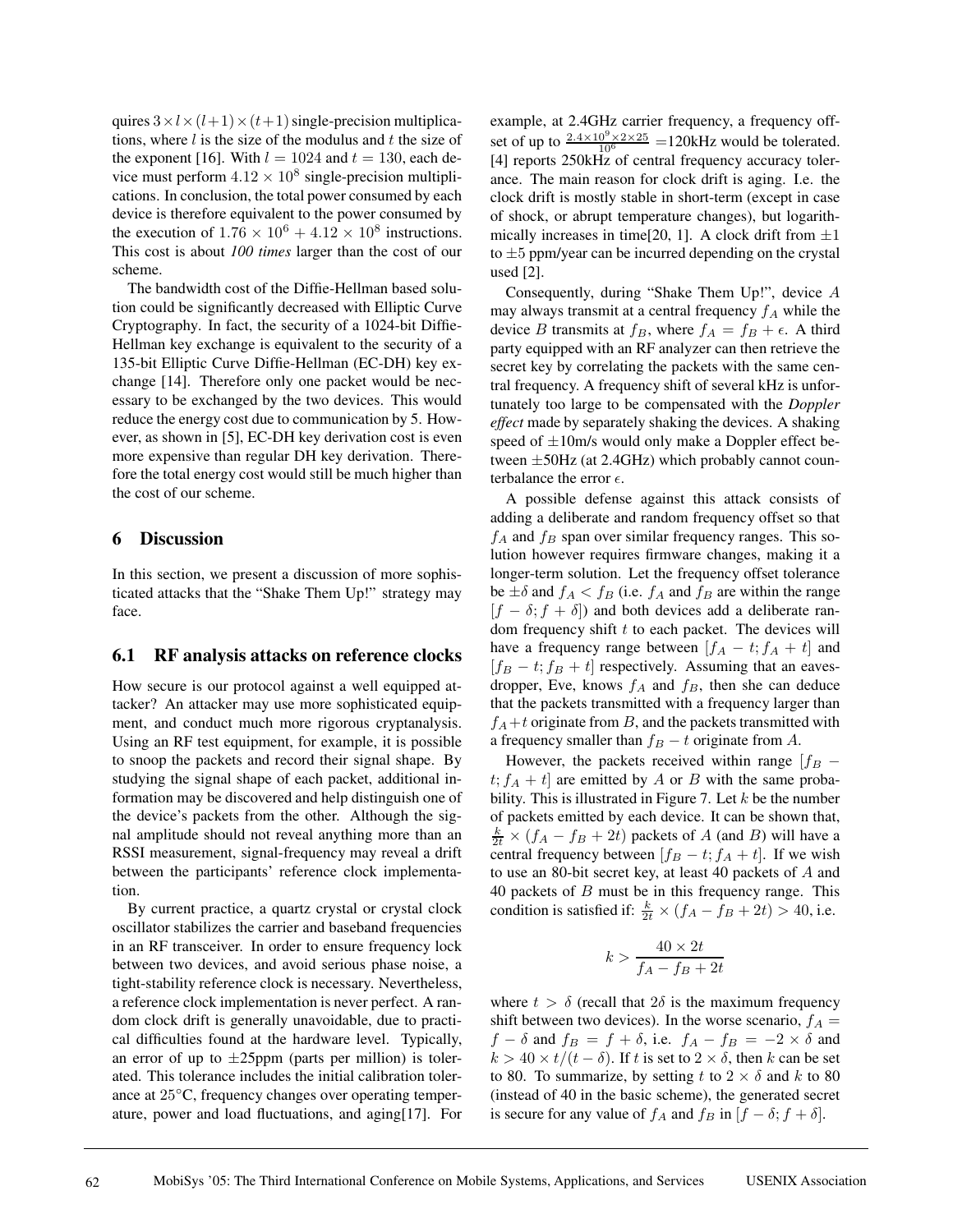quires $3 \times l \times (l+1) \times (t+1)$ single-precision multiplications, where $l$ is the size of the modulus and $t$ the size of the exponent [16]. With $l = 1024$ and $t = 130$, each device must perform $4.12 \times 10^8$ single-precision multiplications. In conclusion, the total power consumed by each device is therefore equivalent to the power consumed by the execution of $1.76 \times 10^6 + 4.12 \times 10^8$ instructions. This cost is about *100 times* larger than the cost of our scheme.

The bandwidth cost of the Diffie-Hellman based solution could be significantly decreased with Elliptic Curve Cryptography. In fact, the security of a 1024-bit Diffie-Hellman key exchange is equivalent to the security of a 135-bit Elliptic Curve Diffie-Hellman (EC-DH) key exchange [14]. Therefore only one packet would be necessary to be exchanged by the two devices. This would reduce the energy cost due to communication by 5. However, as shown in [5], EC-DH key derivation cost is even more expensive than regular DH key derivation. Therefore the total energy cost would still be much higher than the cost of our scheme.

## 6 Discussion

In this section, we present a discussion of more sophisticated attacks that the "Shake Them Up!" strategy may face.

### 6.1 RF analysis attacks on reference clocks

How secure is our protocol against a well equipped attacker? An attacker may use more sophisticated equipment, and conduct much more rigorous cryptanalysis. Using an RF test equipment, for example, it is possible to snoop the packets and record their signal shape. By studying the signal shape of each packet, additional information may be discovered and help distinguish one of the device's packets from the other. Although the signal amplitude should not reveal anything more than an RSSI measurement, signal-frequency may reveal a drift between the participants' reference clock implementation.

By current practice, a quartz crystal or crystal clock oscillator stabilizes the carrier and baseband frequencies in an RF transceiver. In order to ensure frequency lock between two devices, and avoid serious phase noise, a tight-stability reference clock is necessary. Nevertheless, a reference clock implementation is never perfect. A random clock drift is generally unavoidable, due to practical difficulties found at the hardware level. Typically, an error of up to $\pm$25ppm (parts per million) is tolerated. This tolerance includes the initial calibration tolerance at 25°C, frequency changes over operating temperature, power and load fluctuations, and aging[17]. For example, at 2.4GHz carrier frequency, a frequency offset of up to $\frac{2.4 \times 10^9 \times 2 \times 25}{10^6}$ =120kHz would be tolerated. [4] reports 250kHz of central frequency accuracy tolerance. The main reason for clock drift is aging. I.e. the clock drift is mostly stable in short-term (except in case of shock, or abrupt temperature changes), but logarithmically increases in time[20, 1]. A clock drift from $\pm 1$ to $\pm 5$ ppm/year can be incurred depending on the crystal used [2].

Consequently, during "Shake Them Up!", device $A$ may always transmit at a central frequency $f_A$ while the device $B$ transmits at $f_B$, where $f_A = f_B + \epsilon$. A third party equipped with an RF analyzer can then retrieve the secret key by correlating the packets with the same central frequency. A frequency shift of several kHz is unfortunately too large to be compensated with the *Doppler effect* made by separately shaking the devices. A shaking speed of $\pm$10m/s would only make a Doppler effect between $\pm$50Hz (at 2.4GHz) which probably cannot counterbalance the error $\epsilon$.

A possible defense against this attack consists of adding a deliberate and random frequency offset so that $f_A$ and $f_B$ span over similar frequency ranges. This solution however requires firmware changes, making it a longer-term solution. Let the frequency offset tolerance be $\pm\delta$ and $f_A < f_B$ (i.e. $f_A$ and $f_B$ are within the range $[f - \delta; f + \delta]$) and both devices add a deliberate random frequency shift $t$ to each packet. The devices will have a frequency range between $[f_A - t; f_A + t]$ and $[f_B - t; f_B + t]$ respectively. Assuming that an eavesdropper, Eve, knows $f_A$ and $f_B$, then she can deduce that the packets transmitted with a frequency larger than $f_A + t$ originate from $B$, and the packets transmitted with a frequency smaller than $f_B - t$ originate from $A$.

However, the packets received within range $[f_B - t; f_A + t]$ are emitted by $A$ or $B$ with the same probability. This is illustrated in Figure 7. Let $k$ be the number of packets emitted by each device. It can be shown that, $\frac{k}{2t} \times (f_A - f_B + 2t)$ packets of $A$ (and $B$) will have a central frequency between $[f_B - t; f_A + t]$. If we wish to use an 80-bit secret key, at least 40 packets of $A$ and 40 packets of $B$ must be in this frequency range. This condition is satisfied if: $\frac{k}{2t} \times (f_A - f_B + 2t) > 40$, i.e.

$$k > \frac{40 \times 2t}{f_A - f_B + 2t}$$

where $t > \delta$ (recall that $2\delta$ is the maximum frequency shift between two devices). In the worse scenario, $f_A = f - \delta$ and $f_B = f + \delta$, i.e. $f_A - f_B = -2 \times \delta$ and $k > 40 \times t/(t - \delta)$. If $t$ is set to $2 \times \delta$, then $k$ can be set to 80. To summarize, by setting $t$ to $2 \times \delta$ and $k$ to 80 (instead of 40 in the basic scheme), the generated secret is secure for any value of $f_A$ and $f_B$ in $[f - \delta; f + \delta]$.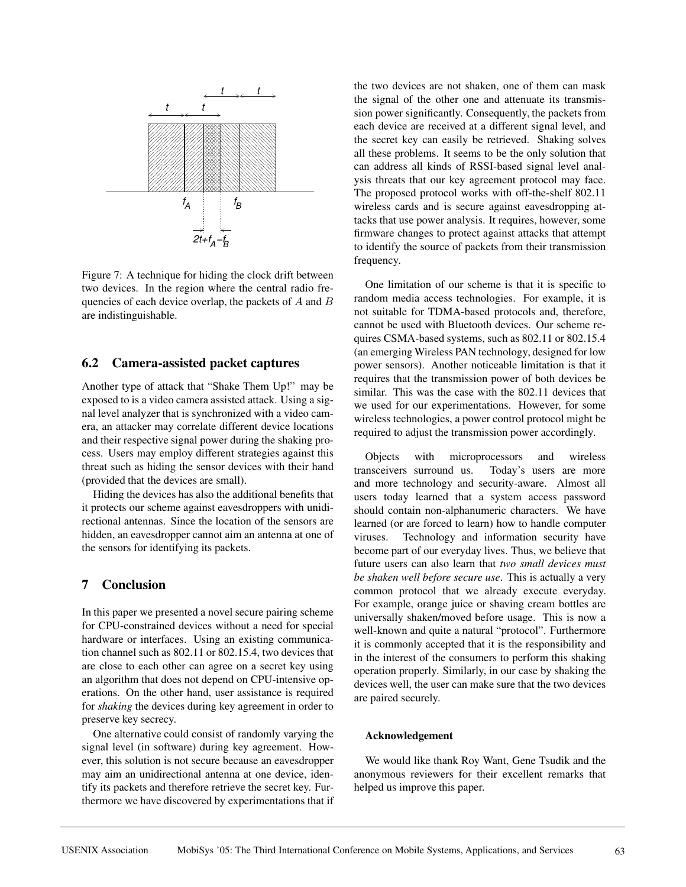Figure 7: A technique for hiding the clock drift between two devices. In the region where the central radio frequencies of each device overlap, the packets of $A$ and $B$ are indistinguishable.

### 6.2 Camera-assisted packet captures

Another type of attack that "Shake Them Up!" may be exposed to is a video camera assisted attack. Using a signal level analyzer that is synchronized with a video camera, an attacker may correlate different device locations and their respective signal power during the shaking process. Users may employ different strategies against this threat such as hiding the sensor devices with their hand (provided that the devices are small).

Hiding the devices has also the additional benefits that it protects our scheme against eavesdroppers with unidirectional antennas. Since the location of the sensors are hidden, an eavesdropper cannot aim an antenna at one of the sensors for identifying its packets.

## 7 Conclusion

In this paper we presented a novel secure pairing scheme for CPU-constrained devices without a need for special hardware or interfaces. Using an existing communication channel such as 802.11 or 802.15.4, two devices that are close to each other can agree on a secret key using an algorithm that does not depend on CPU-intensive operations. On the other hand, user assistance is required for *shaking* the devices during key agreement in order to preserve key secrecy.

One alternative could consist of randomly varying the signal level (in software) during key agreement. However, this solution is not secure because an eavesdropper may aim an unidirectional antenna at one device, identify its packets and therefore retrieve the secret key. Furthermore we have discovered by experimentations that if the two devices are not shaken, one of them can mask the signal of the other one and attenuate its transmission power significantly. Consequently, the packets from each device are received at a different signal level, and the secret key can easily be retrieved. Shaking solves all these problems. It seems to be the only solution that can address all kinds of RSSI-based signal level analysis threats that our key agreement protocol may face. The proposed protocol works with off-the-shelf 802.11 wireless cards and is secure against eavesdropping attacks that use power analysis. It requires, however, some firmware changes to protect against attacks that attempt to identify the source of packets from their transmission frequency.

One limitation of our scheme is that it is specific to random media access technologies. For example, it is not suitable for TDMA-based protocols and, therefore, cannot be used with Bluetooth devices. Our scheme requires CSMA-based systems, such as 802.11 or 802.15.4 (an emerging Wireless PAN technology, designed for low power sensors). Another noticeable limitation is that it requires that the transmission power of both devices be similar. This was the case with the 802.11 devices that we used for our experimentations. However, for some wireless technologies, a power control protocol might be required to adjust the transmission power accordingly.

Objects with microprocessors and wireless transceivers surround us. Today's users are more and more technology and security-aware. Almost all users today learned that a system access password should contain non-alphanumeric characters. We have learned (or are forced to learn) how to handle computer viruses. Technology and information security have become part of our everyday lives. Thus, we believe that future users can also learn that *two small devices must be shaken well before secure use*. This is actually a very common protocol that we already execute everyday. For example, orange juice or shaving cream bottles are universally shaken/moved before usage. This is now a well-known and quite a natural "protocol". Furthermore it is commonly accepted that it is the responsibility and in the interest of the consumers to perform this shaking operation properly. Similarly, in our case by shaking the devices well, the user can make sure that the two devices are paired securely.

#### Acknowledgement

We would like thank Roy Want, Gene Tsudik and the anonymous reviewers for their excellent remarks that helped us improve this paper.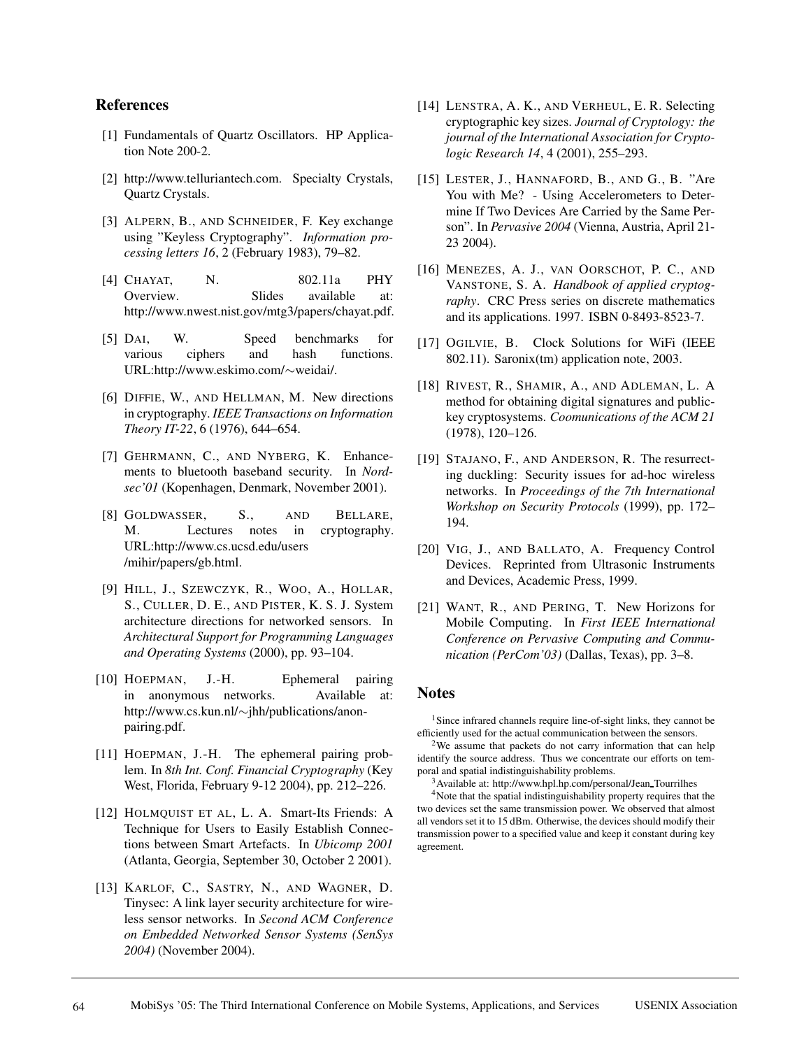## References

[1] Fundamentals of Quartz Oscillators. HP Application Note 200-2.

[2] http://www.telluriantech.com. Specialty Crystals, Quartz Crystals.

[3] ALPERN, B., AND SCHNEIDER, F. Key exchange using "Keyless Cryptography". *Information processing letters 16*, 2 (February 1983), 79–82.

[4] CHAYAT, N. 802.11a PHY Overview. Slides available at: http://www.nwest.nist.gov/mtg3/papers/chayat.pdf.

[5] DAI, W. Speed benchmarks for various ciphers and hash functions. URL:http://www.eskimo.com/∼weidai/.

[6] DIFFIE, W., AND HELLMAN, M. New directions in cryptography. *IEEE Transactions on Information Theory IT-22*, 6 (1976), 644–654.

[7] GEHRMANN, C., AND NYBERG, K. Enhancements to bluetooth baseband security. In *Nordsec'01* (Kopenhagen, Denmark, November 2001).

[8] GOLDWASSER, S., AND BELLARE, M. Lectures notes in cryptography. URL:http://www.cs.ucsd.edu/users/mihir/papers/gb.html.

[9] HILL, J., SZEWCZYK, R., WOO, A., HOLLAR, S., CULLER, D. E., AND PISTER, K. S. J. System architecture directions for networked sensors. In *Architectural Support for Programming Languages and Operating Systems* (2000), pp. 93–104.

[10] HOEPMAN, J.-H. Ephemeral pairing in anonymous networks. Available at: http://www.cs.kun.nl/∼jhh/publications/anon-pairing.pdf.

[11] HOEPMAN, J.-H. The ephemeral pairing problem. In *8th Int. Conf. Financial Cryptography* (Key West, Florida, February 9-12 2004), pp. 212–226.

[12] HOLMQUIST ET AL, L. A. Smart-Its Friends: A Technique for Users to Easily Establish Connections between Smart Artefacts. In *Ubicomp 2001* (Atlanta, Georgia, September 30, October 2 2001).

[13] KARLOF, C., SASTRY, N., AND WAGNER, D. Tinysec: A link layer security architecture for wireless sensor networks. In *Second ACM Conference on Embedded Networked Sensor Systems (SenSys 2004)* (November 2004).

[14] LENSTRA, A. K., AND VERHEUL, E. R. Selecting cryptographic key sizes. *Journal of Cryptology: the journal of the International Association for Cryptologic Research 14*, 4 (2001), 255–293.

[15] LESTER, J., HANNAFORD, B., AND G., B. "Are You with Me? - Using Accelerometers to Determine If Two Devices Are Carried by the Same Person". In *Pervasive 2004* (Vienna, Austria, April 21-23 2004).

[16] MENEZES, A. J., VAN OORSCHOT, P. C., AND VANSTONE, S. A. *Handbook of applied cryptography*. CRC Press series on discrete mathematics and its applications. 1997. ISBN 0-8493-8523-7.

[17] OGILVIE, B. Clock Solutions for WiFi (IEEE 802.11). Saronix(tm) application note, 2003.

[18] RIVEST, R., SHAMIR, A., AND ADLEMAN, L. A method for obtaining digital signatures and public-key cryptosystems. *Coomunications of the ACM 21* (1978), 120–126.

[19] STAJANO, F., AND ANDERSON, R. The resurrecting duckling: Security issues for ad-hoc wireless networks. In *Proceedings of the 7th International Workshop on Security Protocols* (1999), pp. 172–194.

[20] VIG, J., AND BALLATO, A. Frequency Control Devices. Reprinted from Ultrasonic Instruments and Devices, Academic Press, 1999.

[21] WANT, R., AND PERING, T. New Horizons for Mobile Computing. In *First IEEE International Conference on Pervasive Computing and Communication (PerCom'03)* (Dallas, Texas), pp. 3–8.

## Notes

[1] Since infrared channels require line-of-sight links, they cannot be efficiently used for the actual communication between the sensors.

[2] We assume that packets do not carry information that can help identify the source address. Thus we concentrate our efforts on temporal and spatial indistinguishability problems.

[3] Available at: http://www.hpl.hp.com/personal/Jean_Tourrilhes

[4] Note that the spatial indistinguishability property requires that the two devices set the same transmission power. We observed that almost all vendors set it to 15 dBm. Otherwise, the devices should modify their transmission power to a specified value and keep it constant during key agreement.